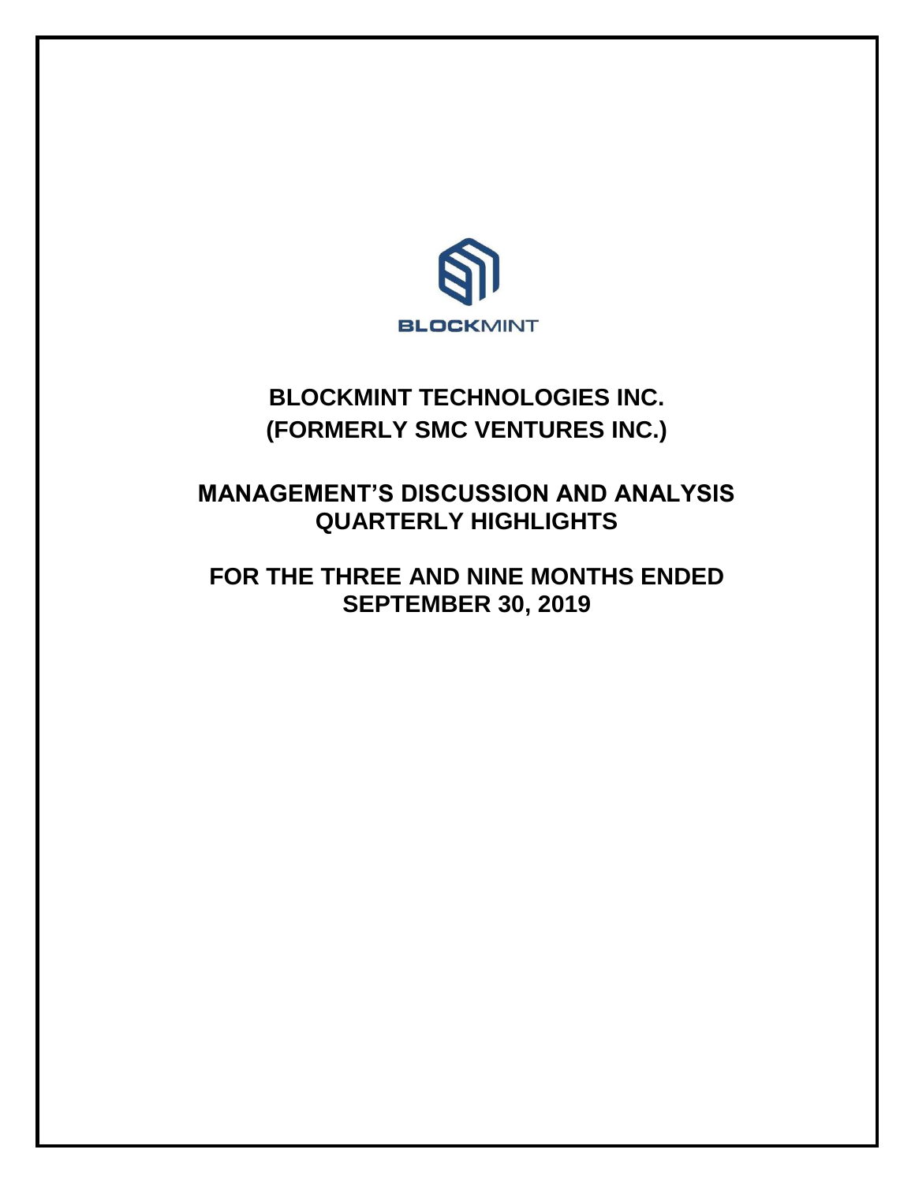BLOCKMINT

# BLOCKMINT TECHNOLOGIES INC.
# (FORMERLY SMC VENTURES INC.)

## MANAGEMENT'S DISCUSSION AND ANALYSIS
## QUARTERLY HIGHLIGHTS

## FOR THE THREE AND NINE MONTHS ENDED SEPTEMBER 30, 2019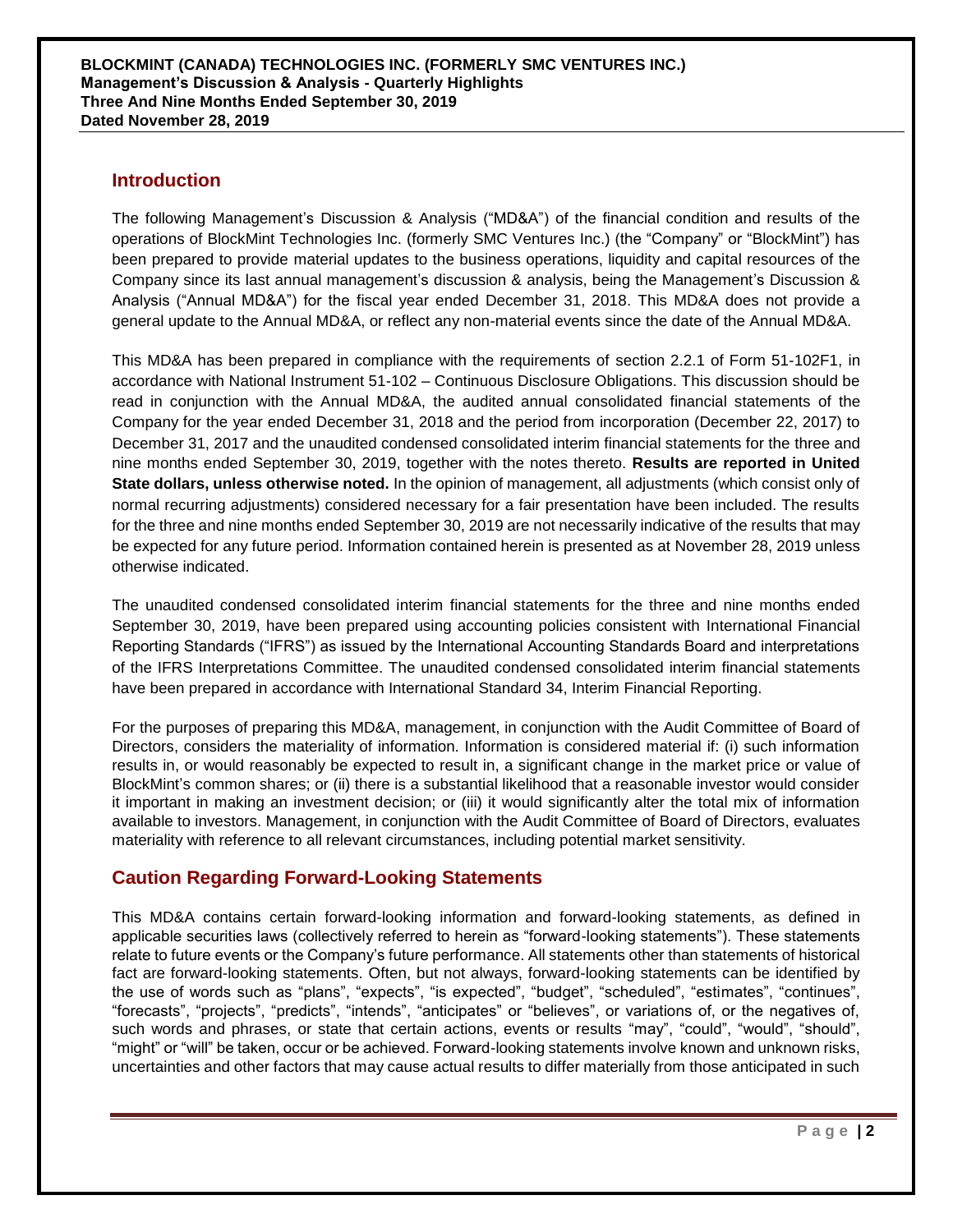## Introduction

The following Management's Discussion & Analysis ("MD&A") of the financial condition and results of the operations of BlockMint Technologies Inc. (formerly SMC Ventures Inc.) (the "Company" or "BlockMint") has been prepared to provide material updates to the business operations, liquidity and capital resources of the Company since its last annual management's discussion & analysis, being the Management's Discussion & Analysis ("Annual MD&A") for the fiscal year ended December 31, 2018. This MD&A does not provide a general update to the Annual MD&A, or reflect any non-material events since the date of the Annual MD&A.

This MD&A has been prepared in compliance with the requirements of section 2.2.1 of Form 51-102F1, in accordance with National Instrument 51-102 – Continuous Disclosure Obligations. This discussion should be read in conjunction with the Annual MD&A, the audited annual consolidated financial statements of the Company for the year ended December 31, 2018 and the period from incorporation (December 22, 2017) to December 31, 2017 and the unaudited condensed consolidated interim financial statements for the three and nine months ended September 30, 2019, together with the notes thereto. **Results are reported in United State dollars, unless otherwise noted.** In the opinion of management, all adjustments (which consist only of normal recurring adjustments) considered necessary for a fair presentation have been included. The results for the three and nine months ended September 30, 2019 are not necessarily indicative of the results that may be expected for any future period. Information contained herein is presented as at November 28, 2019 unless otherwise indicated.

The unaudited condensed consolidated interim financial statements for the three and nine months ended September 30, 2019, have been prepared using accounting policies consistent with International Financial Reporting Standards ("IFRS") as issued by the International Accounting Standards Board and interpretations of the IFRS Interpretations Committee. The unaudited condensed consolidated interim financial statements have been prepared in accordance with International Standard 34, Interim Financial Reporting.

For the purposes of preparing this MD&A, management, in conjunction with the Audit Committee of Board of Directors, considers the materiality of information. Information is considered material if: (i) such information results in, or would reasonably be expected to result in, a significant change in the market price or value of BlockMint's common shares; or (ii) there is a substantial likelihood that a reasonable investor would consider it important in making an investment decision; or (iii) it would significantly alter the total mix of information available to investors. Management, in conjunction with the Audit Committee of Board of Directors, evaluates materiality with reference to all relevant circumstances, including potential market sensitivity.

## Caution Regarding Forward-Looking Statements

This MD&A contains certain forward-looking information and forward-looking statements, as defined in applicable securities laws (collectively referred to herein as "forward-looking statements"). These statements relate to future events or the Company's future performance. All statements other than statements of historical fact are forward-looking statements. Often, but not always, forward-looking statements can be identified by the use of words such as "plans", "expects", "is expected", "budget", "scheduled", "estimates", "continues", "forecasts", "projects", "predicts", "intends", "anticipates" or "believes", or variations of, or the negatives of, such words and phrases, or state that certain actions, events or results "may", "could", "would", "should", "might" or "will" be taken, occur or be achieved. Forward-looking statements involve known and unknown risks, uncertainties and other factors that may cause actual results to differ materially from those anticipated in such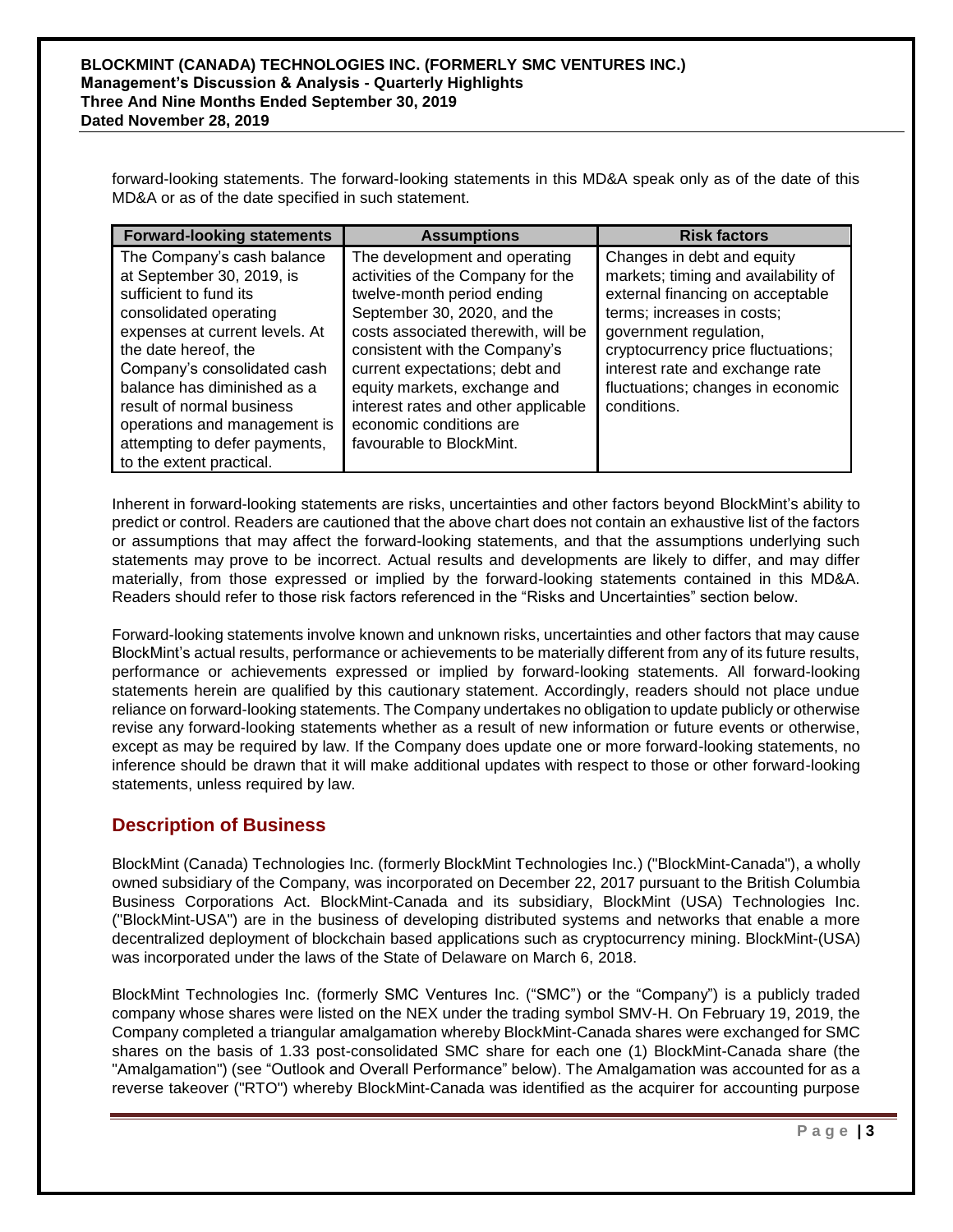forward-looking statements. The forward-looking statements in this MD&A speak only as of the date of this MD&A or as of the date specified in such statement.

| Forward-looking statements | Assumptions | Risk factors |
| --- | --- | --- |
| The Company's cash balance at September 30, 2019, is sufficient to fund its consolidated operating expenses at current levels. At the date hereof, the Company's consolidated cash balance has diminished as a result of normal business operations and management is attempting to defer payments, to the extent practical. | The development and operating activities of the Company for the twelve-month period ending September 30, 2020, and the costs associated therewith, will be consistent with the Company's current expectations; debt and equity markets, exchange and interest rates and other applicable economic conditions are favourable to BlockMint. | Changes in debt and equity markets; timing and availability of external financing on acceptable terms; increases in costs; government regulation, cryptocurrency price fluctuations; interest rate and exchange rate fluctuations; changes in economic conditions. |

Inherent in forward-looking statements are risks, uncertainties and other factors beyond BlockMint's ability to predict or control. Readers are cautioned that the above chart does not contain an exhaustive list of the factors or assumptions that may affect the forward-looking statements, and that the assumptions underlying such statements may prove to be incorrect. Actual results and developments are likely to differ, and may differ materially, from those expressed or implied by the forward-looking statements contained in this MD&A. Readers should refer to those risk factors referenced in the "Risks and Uncertainties" section below.

Forward-looking statements involve known and unknown risks, uncertainties and other factors that may cause BlockMint's actual results, performance or achievements to be materially different from any of its future results, performance or achievements expressed or implied by forward-looking statements. All forward-looking statements herein are qualified by this cautionary statement. Accordingly, readers should not place undue reliance on forward-looking statements. The Company undertakes no obligation to update publicly or otherwise revise any forward-looking statements whether as a result of new information or future events or otherwise, except as may be required by law. If the Company does update one or more forward-looking statements, no inference should be drawn that it will make additional updates with respect to those or other forward-looking statements, unless required by law.

## Description of Business

BlockMint (Canada) Technologies Inc. (formerly BlockMint Technologies Inc.) ("BlockMint-Canada"), a wholly owned subsidiary of the Company, was incorporated on December 22, 2017 pursuant to the British Columbia Business Corporations Act. BlockMint-Canada and its subsidiary, BlockMint (USA) Technologies Inc. ("BlockMint-USA") are in the business of developing distributed systems and networks that enable a more decentralized deployment of blockchain based applications such as cryptocurrency mining. BlockMint-(USA) was incorporated under the laws of the State of Delaware on March 6, 2018.

BlockMint Technologies Inc. (formerly SMC Ventures Inc. ("SMC") or the "Company") is a publicly traded company whose shares were listed on the NEX under the trading symbol SMV-H. On February 19, 2019, the Company completed a triangular amalgamation whereby BlockMint-Canada shares were exchanged for SMC shares on the basis of 1.33 post-consolidated SMC share for each one (1) BlockMint-Canada share (the "Amalgamation") (see "Outlook and Overall Performance" below). The Amalgamation was accounted for as a reverse takeover ("RTO") whereby BlockMint-Canada was identified as the acquirer for accounting purpose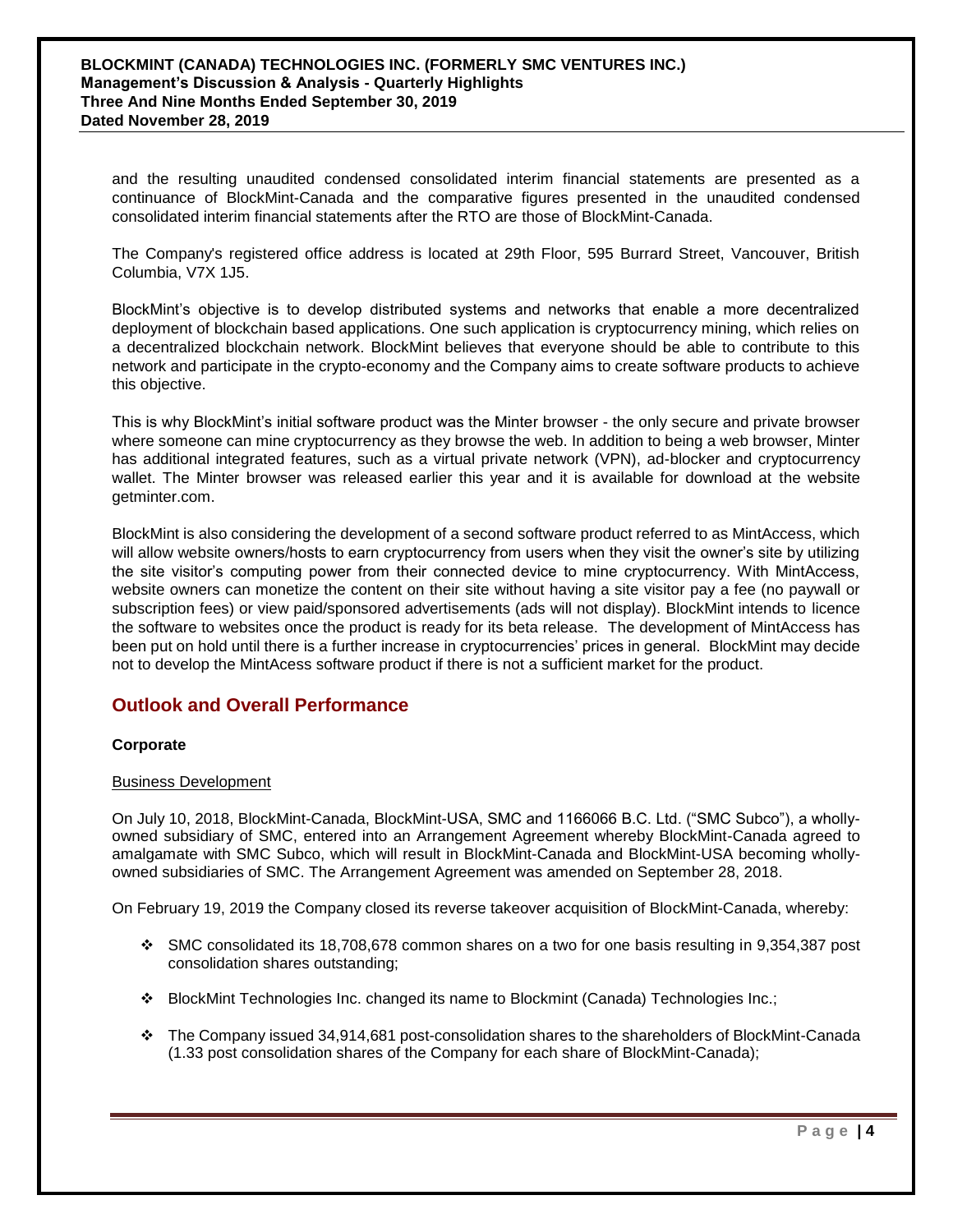and the resulting unaudited condensed consolidated interim financial statements are presented as a continuance of BlockMint-Canada and the comparative figures presented in the unaudited condensed consolidated interim financial statements after the RTO are those of BlockMint-Canada.

The Company's registered office address is located at 29th Floor, 595 Burrard Street, Vancouver, British Columbia, V7X 1J5.

BlockMint's objective is to develop distributed systems and networks that enable a more decentralized deployment of blockchain based applications. One such application is cryptocurrency mining, which relies on a decentralized blockchain network. BlockMint believes that everyone should be able to contribute to this network and participate in the crypto-economy and the Company aims to create software products to achieve this objective.

This is why BlockMint's initial software product was the Minter browser - the only secure and private browser where someone can mine cryptocurrency as they browse the web. In addition to being a web browser, Minter has additional integrated features, such as a virtual private network (VPN), ad-blocker and cryptocurrency wallet. The Minter browser was released earlier this year and it is available for download at the website getminter.com.

BlockMint is also considering the development of a second software product referred to as MintAccess, which will allow website owners/hosts to earn cryptocurrency from users when they visit the owner's site by utilizing the site visitor's computing power from their connected device to mine cryptocurrency. With MintAccess, website owners can monetize the content on their site without having a site visitor pay a fee (no paywall or subscription fees) or view paid/sponsored advertisements (ads will not display). BlockMint intends to licence the software to websites once the product is ready for its beta release. The development of MintAccess has been put on hold until there is a further increase in cryptocurrencies' prices in general. BlockMint may decide not to develop the MintAcess software product if there is not a sufficient market for the product.

## Outlook and Overall Performance

**Corporate**

Business Development

On July 10, 2018, BlockMint-Canada, BlockMint-USA, SMC and 1166066 B.C. Ltd. ("SMC Subco"), a wholly-owned subsidiary of SMC, entered into an Arrangement Agreement whereby BlockMint-Canada agreed to amalgamate with SMC Subco, which will result in BlockMint-Canada and BlockMint-USA becoming wholly-owned subsidiaries of SMC. The Arrangement Agreement was amended on September 28, 2018.

On February 19, 2019 the Company closed its reverse takeover acquisition of BlockMint-Canada, whereby:

- SMC consolidated its 18,708,678 common shares on a two for one basis resulting in 9,354,387 post consolidation shares outstanding;
- BlockMint Technologies Inc. changed its name to Blockmint (Canada) Technologies Inc.;
- The Company issued 34,914,681 post-consolidation shares to the shareholders of BlockMint-Canada (1.33 post consolidation shares of the Company for each share of BlockMint-Canada);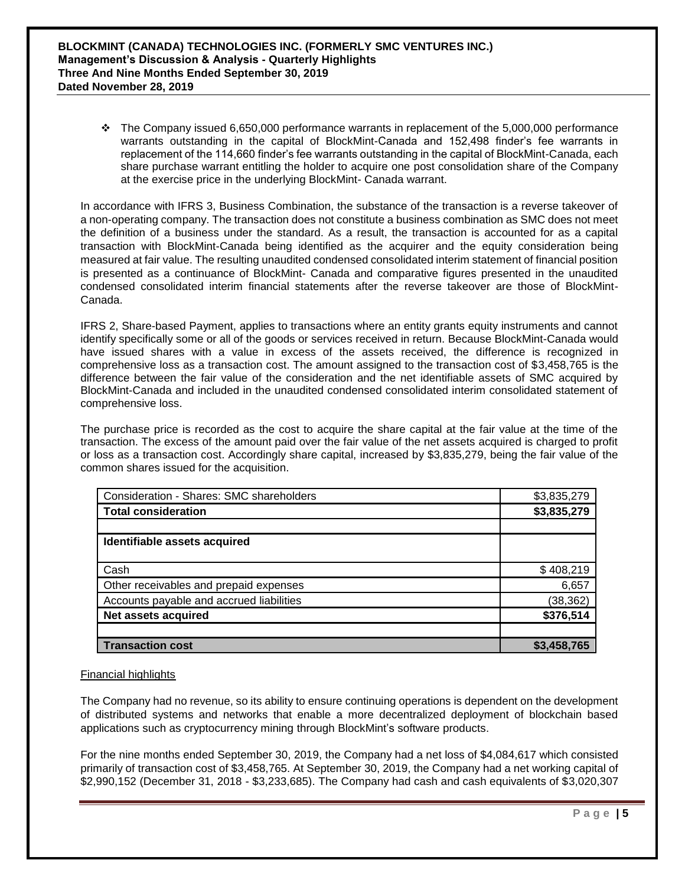- The Company issued 6,650,000 performance warrants in replacement of the 5,000,000 performance warrants outstanding in the capital of BlockMint-Canada and 152,498 finder's fee warrants in replacement of the 114,660 finder's fee warrants outstanding in the capital of BlockMint-Canada, each share purchase warrant entitling the holder to acquire one post consolidation share of the Company at the exercise price in the underlying BlockMint- Canada warrant.

In accordance with IFRS 3, Business Combination, the substance of the transaction is a reverse takeover of a non-operating company. The transaction does not constitute a business combination as SMC does not meet the definition of a business under the standard. As a result, the transaction is accounted for as a capital transaction with BlockMint-Canada being identified as the acquirer and the equity consideration being measured at fair value. The resulting unaudited condensed consolidated interim statement of financial position is presented as a continuance of BlockMint- Canada and comparative figures presented in the unaudited condensed consolidated interim financial statements after the reverse takeover are those of BlockMint-Canada.

IFRS 2, Share-based Payment, applies to transactions where an entity grants equity instruments and cannot identify specifically some or all of the goods or services received in return. Because BlockMint-Canada would have issued shares with a value in excess of the assets received, the difference is recognized in comprehensive loss as a transaction cost. The amount assigned to the transaction cost of $3,458,765 is the difference between the fair value of the consideration and the net identifiable assets of SMC acquired by BlockMint-Canada and included in the unaudited condensed consolidated interim consolidated statement of comprehensive loss.

The purchase price is recorded as the cost to acquire the share capital at the fair value at the time of the transaction. The excess of the amount paid over the fair value of the net assets acquired is charged to profit or loss as a transaction cost. Accordingly share capital, increased by $3,835,279, being the fair value of the common shares issued for the acquisition.

| | |
|---|---|
| Consideration - Shares: SMC shareholders | $3,835,279 |
| **Total consideration** | **$3,835,279** |
| | |
| **Identifiable assets acquired** | |
| Cash | $ 408,219 |
| Other receivables and prepaid expenses | 6,657 |
| Accounts payable and accrued liabilities | (38,362) |
| **Net assets acquired** | **$376,514** |
| | |
| **Transaction cost** | **$3,458,765** |

<u>Financial highlights</u>

The Company had no revenue, so its ability to ensure continuing operations is dependent on the development of distributed systems and networks that enable a more decentralized deployment of blockchain based applications such as cryptocurrency mining through BlockMint's software products.

For the nine months ended September 30, 2019, the Company had a net loss of $4,084,617 which consisted primarily of transaction cost of $3,458,765. At September 30, 2019, the Company had a net working capital of $2,990,152 (December 31, 2018 - $3,233,685). The Company had cash and cash equivalents of $3,020,307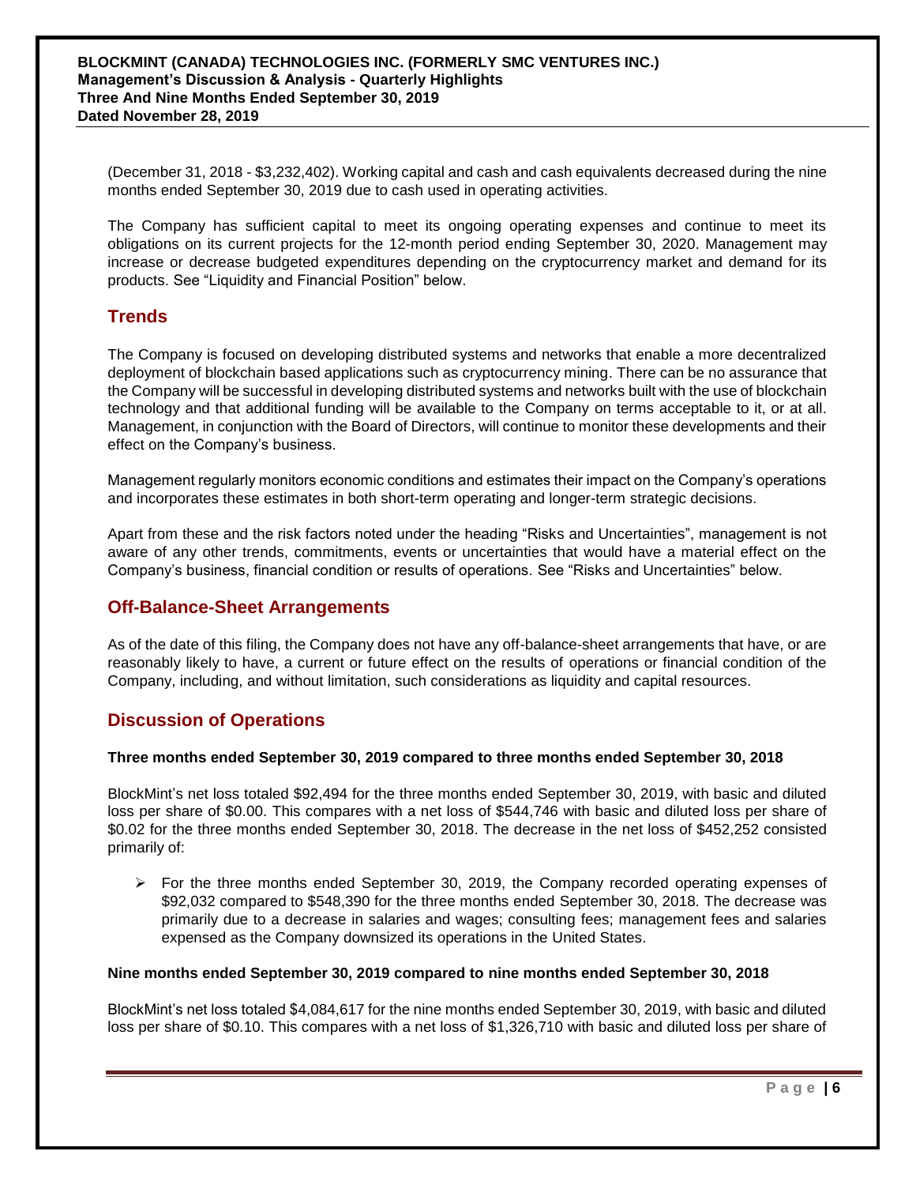(December 31, 2018 - $3,232,402). Working capital and cash and cash equivalents decreased during the nine months ended September 30, 2019 due to cash used in operating activities.

The Company has sufficient capital to meet its ongoing operating expenses and continue to meet its obligations on its current projects for the 12-month period ending September 30, 2020. Management may increase or decrease budgeted expenditures depending on the cryptocurrency market and demand for its products. See "Liquidity and Financial Position" below.

## Trends

The Company is focused on developing distributed systems and networks that enable a more decentralized deployment of blockchain based applications such as cryptocurrency mining. There can be no assurance that the Company will be successful in developing distributed systems and networks built with the use of blockchain technology and that additional funding will be available to the Company on terms acceptable to it, or at all. Management, in conjunction with the Board of Directors, will continue to monitor these developments and their effect on the Company's business.

Management regularly monitors economic conditions and estimates their impact on the Company's operations and incorporates these estimates in both short-term operating and longer-term strategic decisions.

Apart from these and the risk factors noted under the heading "Risks and Uncertainties", management is not aware of any other trends, commitments, events or uncertainties that would have a material effect on the Company's business, financial condition or results of operations. See "Risks and Uncertainties" below.

## Off-Balance-Sheet Arrangements

As of the date of this filing, the Company does not have any off-balance-sheet arrangements that have, or are reasonably likely to have, a current or future effect on the results of operations or financial condition of the Company, including, and without limitation, such considerations as liquidity and capital resources.

## Discussion of Operations

**Three months ended September 30, 2019 compared to three months ended September 30, 2018**

BlockMint's net loss totaled $92,494 for the three months ended September 30, 2019, with basic and diluted loss per share of $0.00. This compares with a net loss of $544,746 with basic and diluted loss per share of $0.02 for the three months ended September 30, 2018. The decrease in the net loss of $452,252 consisted primarily of:

- For the three months ended September 30, 2019, the Company recorded operating expenses of $92,032 compared to $548,390 for the three months ended September 30, 2018. The decrease was primarily due to a decrease in salaries and wages; consulting fees; management fees and salaries expensed as the Company downsized its operations in the United States.

**Nine months ended September 30, 2019 compared to nine months ended September 30, 2018**

BlockMint's net loss totaled $4,084,617 for the nine months ended September 30, 2019, with basic and diluted loss per share of $0.10. This compares with a net loss of $1,326,710 with basic and diluted loss per share of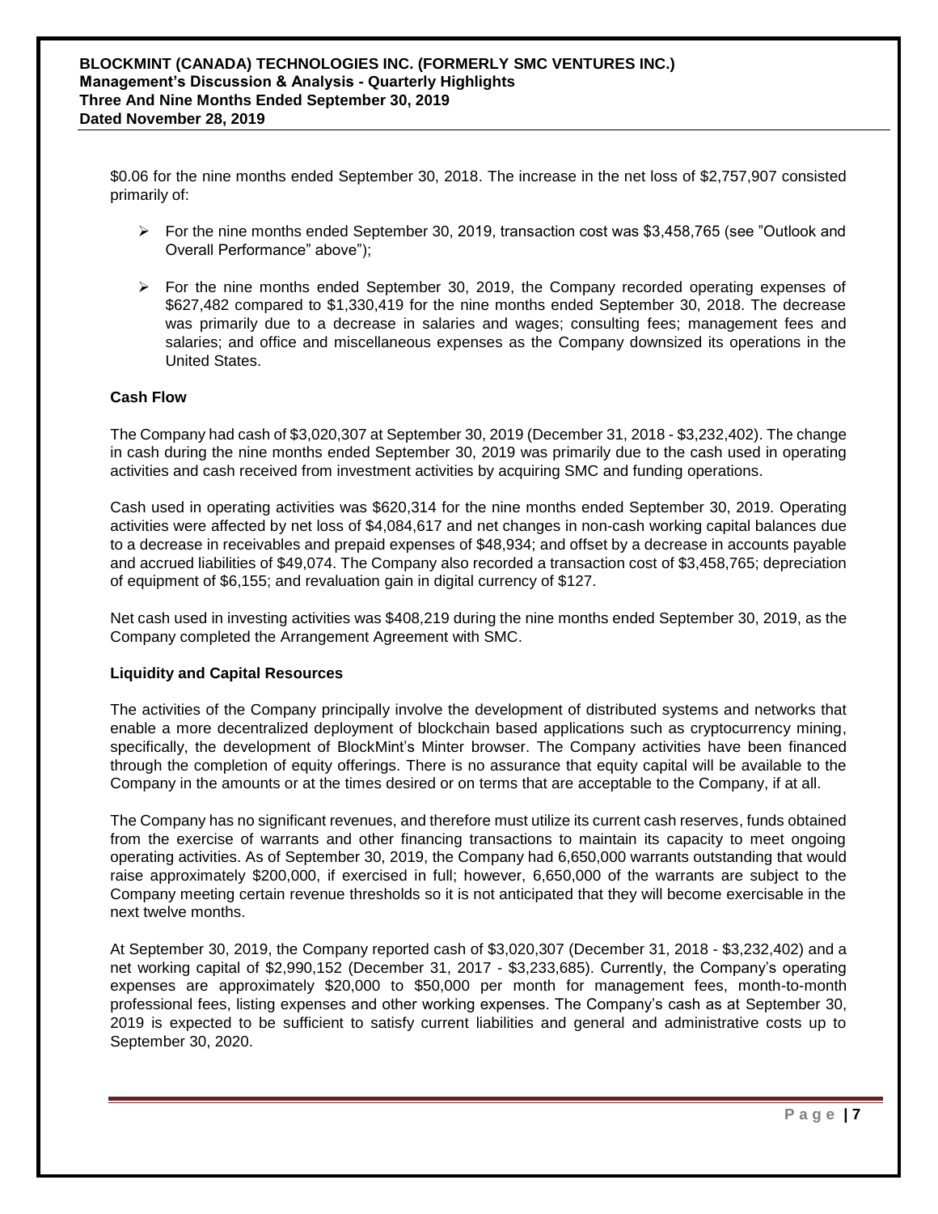$0.06 for the nine months ended September 30, 2018. The increase in the net loss of $2,757,907 consisted primarily of:

- For the nine months ended September 30, 2019, transaction cost was $3,458,765 (see "Outlook and Overall Performance" above");
- For the nine months ended September 30, 2019, the Company recorded operating expenses of $627,482 compared to $1,330,419 for the nine months ended September 30, 2018. The decrease was primarily due to a decrease in salaries and wages; consulting fees; management fees and salaries; and office and miscellaneous expenses as the Company downsized its operations in the United States.

### Cash Flow

The Company had cash of $3,020,307 at September 30, 2019 (December 31, 2018 - $3,232,402). The change in cash during the nine months ended September 30, 2019 was primarily due to the cash used in operating activities and cash received from investment activities by acquiring SMC and funding operations.

Cash used in operating activities was $620,314 for the nine months ended September 30, 2019. Operating activities were affected by net loss of $4,084,617 and net changes in non-cash working capital balances due to a decrease in receivables and prepaid expenses of $48,934; and offset by a decrease in accounts payable and accrued liabilities of $49,074. The Company also recorded a transaction cost of $3,458,765; depreciation of equipment of $6,155; and revaluation gain in digital currency of $127.

Net cash used in investing activities was $408,219 during the nine months ended September 30, 2019, as the Company completed the Arrangement Agreement with SMC.

### Liquidity and Capital Resources

The activities of the Company principally involve the development of distributed systems and networks that enable a more decentralized deployment of blockchain based applications such as cryptocurrency mining, specifically, the development of BlockMint's Minter browser. The Company activities have been financed through the completion of equity offerings. There is no assurance that equity capital will be available to the Company in the amounts or at the times desired or on terms that are acceptable to the Company, if at all.

The Company has no significant revenues, and therefore must utilize its current cash reserves, funds obtained from the exercise of warrants and other financing transactions to maintain its capacity to meet ongoing operating activities. As of September 30, 2019, the Company had 6,650,000 warrants outstanding that would raise approximately $200,000, if exercised in full; however, 6,650,000 of the warrants are subject to the Company meeting certain revenue thresholds so it is not anticipated that they will become exercisable in the next twelve months.

At September 30, 2019, the Company reported cash of $3,020,307 (December 31, 2018 - $3,232,402) and a net working capital of $2,990,152 (December 31, 2017 - $3,233,685). Currently, the Company's operating expenses are approximately $20,000 to $50,000 per month for management fees, month-to-month professional fees, listing expenses and other working expenses. The Company's cash as at September 30, 2019 is expected to be sufficient to satisfy current liabilities and general and administrative costs up to September 30, 2020.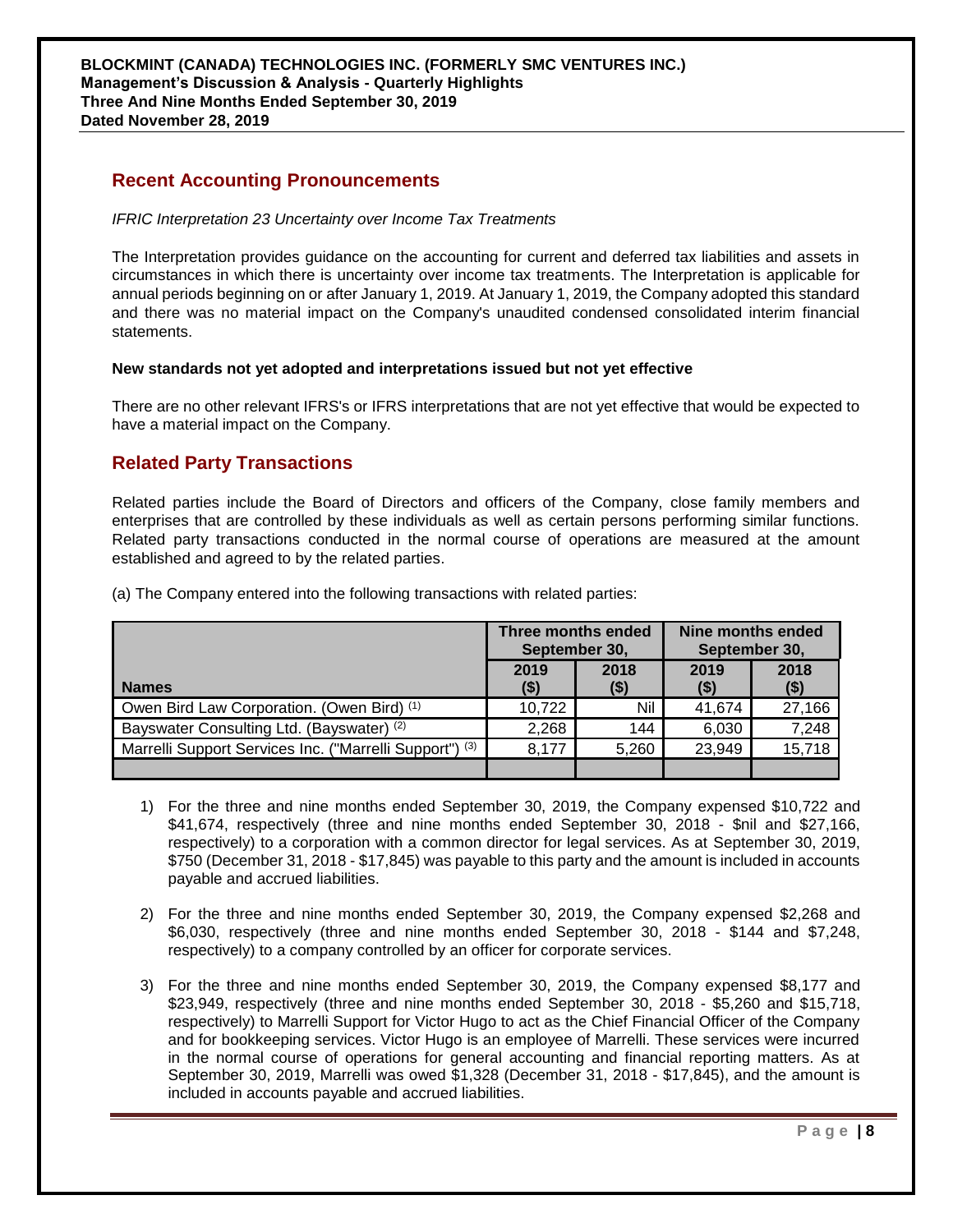## Recent Accounting Pronouncements

*IFRIC Interpretation 23 Uncertainty over Income Tax Treatments*

The Interpretation provides guidance on the accounting for current and deferred tax liabilities and assets in circumstances in which there is uncertainty over income tax treatments. The Interpretation is applicable for annual periods beginning on or after January 1, 2019. At January 1, 2019, the Company adopted this standard and there was no material impact on the Company's unaudited condensed consolidated interim financial statements.

**New standards not yet adopted and interpretations issued but not yet effective**

There are no other relevant IFRS's or IFRS interpretations that are not yet effective that would be expected to have a material impact on the Company.

## Related Party Transactions

Related parties include the Board of Directors and officers of the Company, close family members and enterprises that are controlled by these individuals as well as certain persons performing similar functions. Related party transactions conducted in the normal course of operations are measured at the amount established and agreed to by the related parties.

(a) The Company entered into the following transactions with related parties:

| | Three months ended September 30, | | Nine months ended September 30, | |
|---|---|---|---|---|
| **Names** | **2019 ($)** | **2018 ($)** | **2019 ($)** | **2018 ($)** |
| Owen Bird Law Corporation. (Owen Bird) (1) | 10,722 | Nil | 41,674 | 27,166 |
| Bayswater Consulting Ltd. (Bayswater) (2) | 2,268 | 144 | 6,030 | 7,248 |
| Marrelli Support Services Inc. ("Marrelli Support") (3) | 8,177 | 5,260 | 23,949 | 15,718 |
| | | | | |

1) For the three and nine months ended September 30, 2019, the Company expensed $10,722 and $41,674, respectively (three and nine months ended September 30, 2018 - $nil and $27,166, respectively) to a corporation with a common director for legal services. As at September 30, 2019, $750 (December 31, 2018 - $17,845) was payable to this party and the amount is included in accounts payable and accrued liabilities.

2) For the three and nine months ended September 30, 2019, the Company expensed $2,268 and $6,030, respectively (three and nine months ended September 30, 2018 - $144 and $7,248, respectively) to a company controlled by an officer for corporate services.

3) For the three and nine months ended September 30, 2019, the Company expensed $8,177 and $23,949, respectively (three and nine months ended September 30, 2018 - $5,260 and $15,718, respectively) to Marrelli Support for Victor Hugo to act as the Chief Financial Officer of the Company and for bookkeeping services. Victor Hugo is an employee of Marrelli. These services were incurred in the normal course of operations for general accounting and financial reporting matters. As at September 30, 2019, Marrelli was owed $1,328 (December 31, 2018 - $17,845), and the amount is included in accounts payable and accrued liabilities.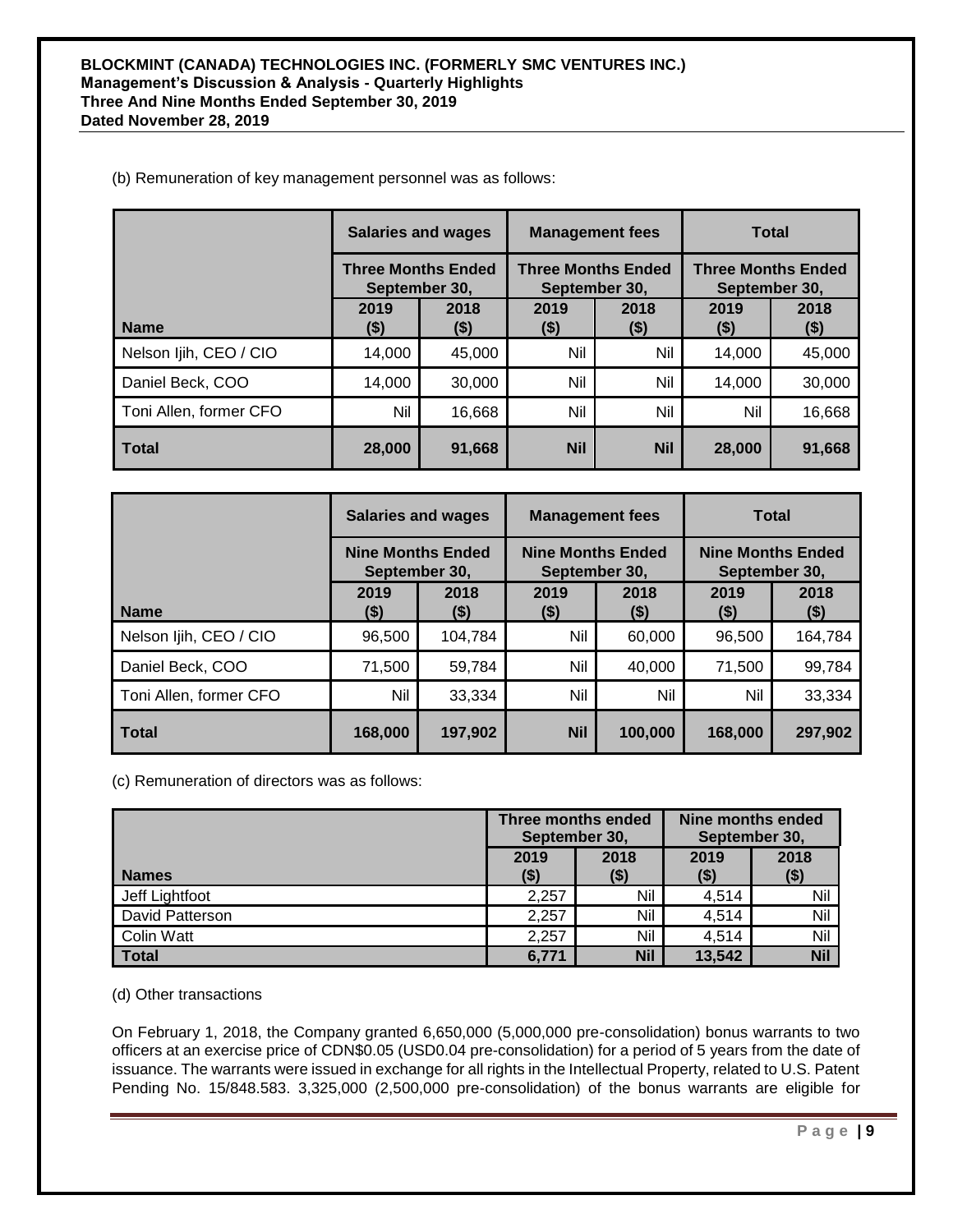(b) Remuneration of key management personnel was as follows:

| | Salaries and wages | | Management fees | | Total | |
|---|---|---|---|---|---|---|
| | Three Months Ended September 30, | | Three Months Ended September 30, | | Three Months Ended September 30, | |
| Name | 2019 ($) | 2018 ($) | 2019 ($) | 2018 ($) | 2019 ($) | 2018 ($) |
| Nelson Ijih, CEO / CIO | 14,000 | 45,000 | Nil | Nil | 14,000 | 45,000 |
| Daniel Beck, COO | 14,000 | 30,000 | Nil | Nil | 14,000 | 30,000 |
| Toni Allen, former CFO | Nil | 16,668 | Nil | Nil | Nil | 16,668 |
| **Total** | **28,000** | **91,668** | **Nil** | **Nil** | **28,000** | **91,668** |

| | Salaries and wages | | Management fees | | Total | |
|---|---|---|---|---|---|---|
| | Nine Months Ended September 30, | | Nine Months Ended September 30, | | Nine Months Ended September 30, | |
| Name | 2019 ($) | 2018 ($) | 2019 ($) | 2018 ($) | 2019 ($) | 2018 ($) |
| Nelson Ijih, CEO / CIO | 96,500 | 104,784 | Nil | 60,000 | 96,500 | 164,784 |
| Daniel Beck, COO | 71,500 | 59,784 | Nil | 40,000 | 71,500 | 99,784 |
| Toni Allen, former CFO | Nil | 33,334 | Nil | Nil | Nil | 33,334 |
| **Total** | **168,000** | **197,902** | **Nil** | **100,000** | **168,000** | **297,902** |

(c) Remuneration of directors was as follows:

| | Three months ended September 30, | | Nine months ended September 30, | |
|---|---|---|---|---|
| Names | 2019 ($) | 2018 ($) | 2019 ($) | 2018 ($) |
| Jeff Lightfoot | 2,257 | Nil | 4,514 | Nil |
| David Patterson | 2,257 | Nil | 4,514 | Nil |
| Colin Watt | 2,257 | Nil | 4,514 | Nil |
| **Total** | **6,771** | **Nil** | **13,542** | **Nil** |

(d) Other transactions

On February 1, 2018, the Company granted 6,650,000 (5,000,000 pre-consolidation) bonus warrants to two officers at an exercise price of CDN$0.05 (USD0.04 pre-consolidation) for a period of 5 years from the date of issuance. The warrants were issued in exchange for all rights in the Intellectual Property, related to U.S. Patent Pending No. 15/848.583. 3,325,000 (2,500,000 pre-consolidation) of the bonus warrants are eligible for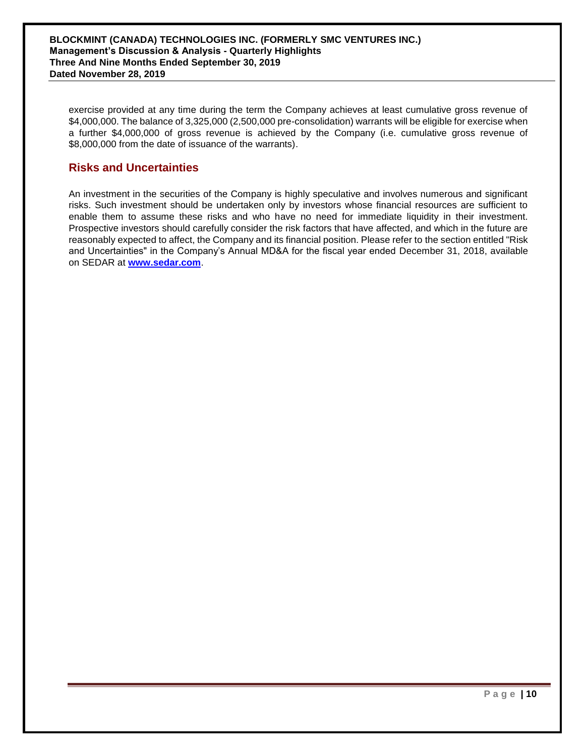exercise provided at any time during the term the Company achieves at least cumulative gross revenue of $4,000,000. The balance of 3,325,000 (2,500,000 pre-consolidation) warrants will be eligible for exercise when a further $4,000,000 of gross revenue is achieved by the Company (i.e. cumulative gross revenue of $8,000,000 from the date of issuance of the warrants).

## Risks and Uncertainties

An investment in the securities of the Company is highly speculative and involves numerous and significant risks. Such investment should be undertaken only by investors whose financial resources are sufficient to enable them to assume these risks and who have no need for immediate liquidity in their investment. Prospective investors should carefully consider the risk factors that have affected, and which in the future are reasonably expected to affect, the Company and its financial position. Please refer to the section entitled "Risk and Uncertainties" in the Company's Annual MD&A for the fiscal year ended December 31, 2018, available on SEDAR at **www.sedar.com**.